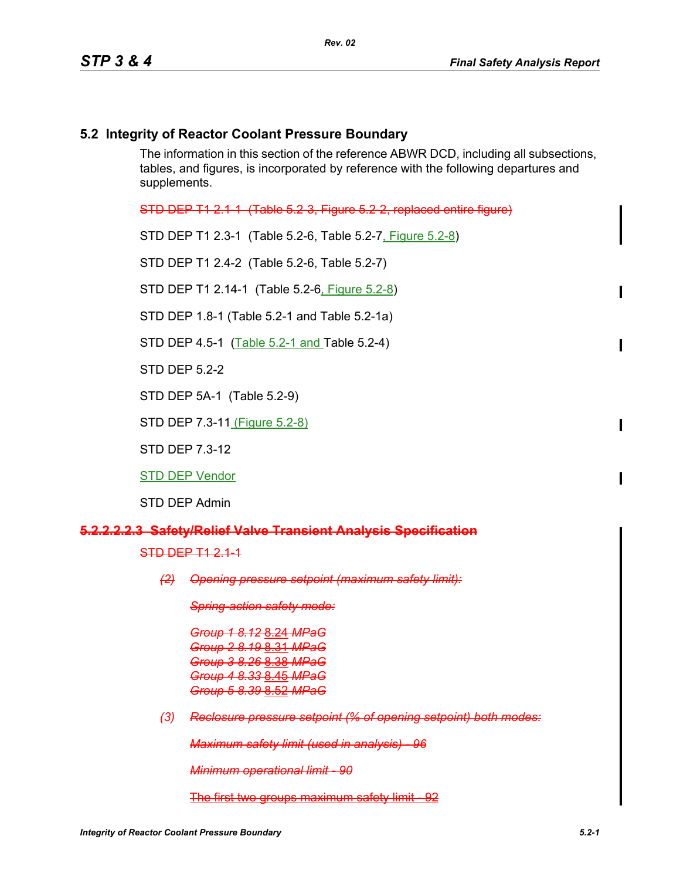## 5.2 Integrity of Reactor Coolant Pressure Boundary

The information in this section of the reference ABWR DCD, including all subsections, tables, and figures, is incorporated by reference with the following departures and supplements.

~~STD DEP T1 2.1-1 (Table 5.2-3, Figure 5.2-2, replaced entire figure)~~

STD DEP T1 2.3-1 (Table 5.2-6, Table 5.2-7, Figure 5.2-8)

STD DEP T1 2.4-2 (Table 5.2-6, Table 5.2-7)

STD DEP T1 2.14-1 (Table 5.2-6, Figure 5.2-8)

STD DEP 1.8-1 (Table 5.2-1 and Table 5.2-1a)

STD DEP 4.5-1 (Table 5.2-1 and Table 5.2-4)

STD DEP 5.2-2

STD DEP 5A-1 (Table 5.2-9)

STD DEP 7.3-11 (Figure 5.2-8)

STD DEP 7.3-12

STD DEP Vendor

STD DEP Admin

#### ~~5.2.2.2.2.3 Safety/Relief Valve Transient Analysis Specification~~

~~STD DEP T1 2.1-1~~

~~*(2) Opening pressure setpoint (maximum safety limit):*~~

~~*Spring-action safety mode:*~~

~~*Group 1 8.12 8.24 MPaG*~~
~~*Group 2 8.19 8.31 MPaG*~~
~~*Group 3 8.26 8.38 MPaG*~~
~~*Group 4 8.33 8.45 MPaG*~~
~~*Group 5 8.39 8.52 MPaG*~~

~~*(3) Reclosure pressure setpoint (% of opening setpoint) both modes:*~~

~~*Maximum safety limit (used in analysis) - 96*~~

~~*Minimum operational limit - 90*~~

~~The first two groups maximum safety limit - 92~~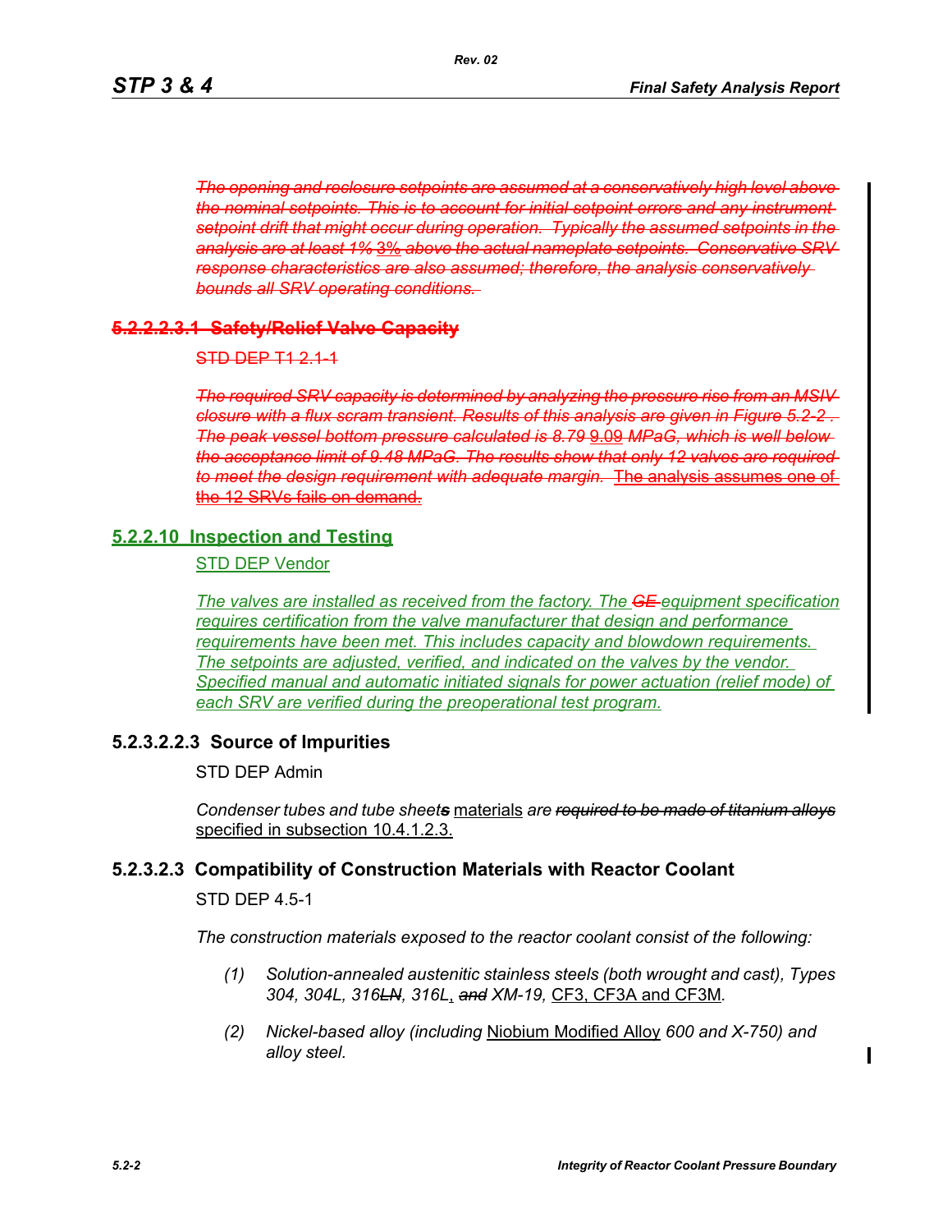~~*The opening and reclosure setpoints are assumed at a conservatively high level above the nominal setpoints. This is to account for initial setpoint errors and any instrument setpoint drift that might occur during operation. Typically the assumed setpoints in the analysis are at least 1%*~~ ~~3%~~ ~~*above the actual nameplate setpoints. Conservative SRV response characteristics are also assumed; therefore, the analysis conservatively bounds all SRV operating conditions.*~~

### ~~5.2.2.2.3.1 Safety/Relief Valve Capacity~~

~~STD DEP T1 2.1-1~~

~~*The required SRV capacity is determined by analyzing the pressure rise from an MSIV closure with a flux scram transient. Results of this analysis are given in Figure 5.2-2. The peak vessel bottom pressure calculated is 8.79*~~ ~~9.09~~ ~~*MPaG, which is well below the acceptance limit of 9.48 MPaG. The results show that only 12 valves are required to meet the design requirement with adequate margin.*~~ ~~The analysis assumes one of the 12 SRVs fails on demand.~~

### 5.2.2.10 Inspection and Testing

STD DEP Vendor

*The valves are installed as received from the factory. The ~~GE~~ equipment specification requires certification from the valve manufacturer that design and performance requirements have been met. This includes capacity and blowdown requirements. The setpoints are adjusted, verified, and indicated on the valves by the vendor. Specified manual and automatic initiated signals for power actuation (relief mode) of each SRV are verified during the preoperational test program.*

### 5.2.3.2.2.3 Source of Impurities

STD DEP Admin

*Condenser tubes and tube sheet~~s~~* materials *are ~~required to be made of titanium alloys~~* specified in subsection 10.4.1.2.3.

### 5.2.3.2.3 Compatibility of Construction Materials with Reactor Coolant

STD DEP 4.5-1

*The construction materials exposed to the reactor coolant consist of the following:*

*(1) Solution-annealed austenitic stainless steels (both wrought and cast), Types 304, 304L, 316~~LN~~, 316L*, *~~and~~ XM-19,* CF3, CF3A and CF3M*.*

*(2) Nickel-based alloy (including* Niobium Modified Alloy *600 and X-750) and alloy steel.*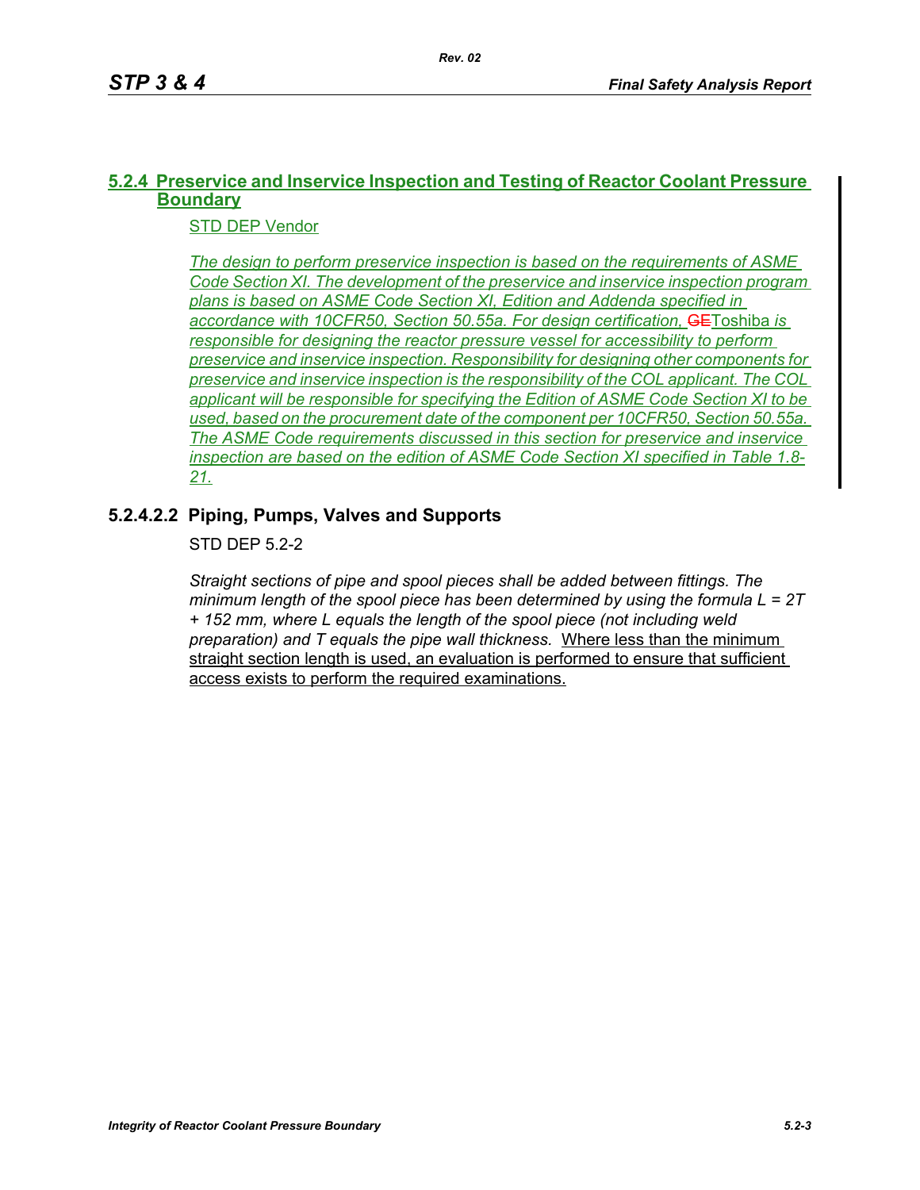## 5.2.4 Preservice and Inservice Inspection and Testing of Reactor Coolant Pressure Boundary

STD DEP Vendor

*The design to perform preservice inspection is based on the requirements of ASME Code Section XI. The development of the preservice and inservice inspection program plans is based on ASME Code Section XI, Edition and Addenda specified in accordance with 10CFR50, Section 50.55a. For design certification,* ~~GE~~Toshiba *is responsible for designing the reactor pressure vessel for accessibility to perform preservice and inservice inspection. Responsibility for designing other components for preservice and inservice inspection is the responsibility of the COL applicant. The COL applicant will be responsible for specifying the Edition of ASME Code Section XI to be used, based on the procurement date of the component per 10CFR50, Section 50.55a. The ASME Code requirements discussed in this section for preservice and inservice inspection are based on the edition of ASME Code Section XI specified in Table 1.8-21.*

### 5.2.4.2.2 Piping, Pumps, Valves and Supports

STD DEP 5.2-2

*Straight sections of pipe and spool pieces shall be added between fittings. The minimum length of the spool piece has been determined by using the formula L = 2T + 152 mm, where L equals the length of the spool piece (not including weld preparation) and T equals the pipe wall thickness.* Where less than the minimum straight section length is used, an evaluation is performed to ensure that sufficient access exists to perform the required examinations.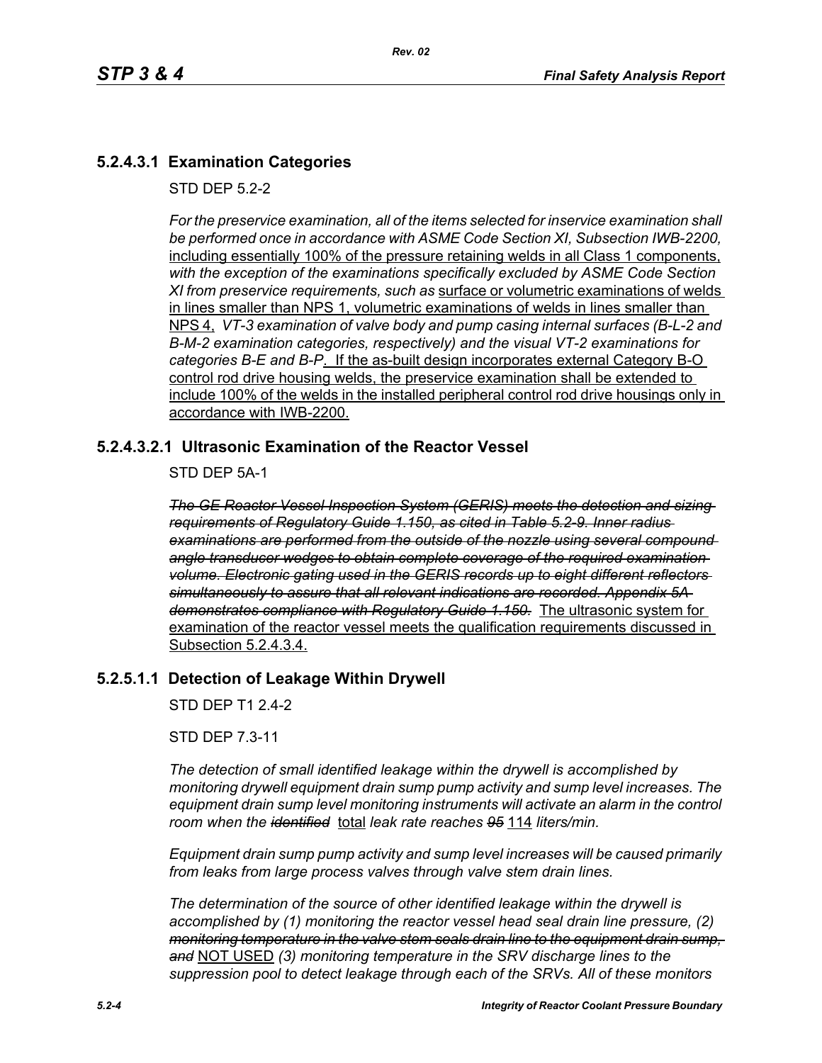### 5.2.4.3.1 Examination Categories

STD DEP 5.2-2

*For the preservice examination, all of the items selected for inservice examination shall be performed once in accordance with ASME Code Section XI, Subsection IWB-2200,* <u>including essentially 100% of the pressure retaining welds in all Class 1 components,</u> *with the exception of the examinations specifically excluded by ASME Code Section XI from preservice requirements, such as* <u>surface or volumetric examinations of welds in lines smaller than NPS 1, volumetric examinations of welds in lines smaller than NPS 4,</u> *VT-3 examination of valve body and pump casing internal surfaces (B-L-2 and B-M-2 examination categories, respectively) and the visual VT-2 examinations for categories B-E and B-P*<u>. If the as-built design incorporates external Category B-O control rod drive housing welds, the preservice examination shall be extended to include 100% of the welds in the installed peripheral control rod drive housings only in accordance with IWB-2200.</u>

### 5.2.4.3.2.1 Ultrasonic Examination of the Reactor Vessel

STD DEP 5A-1

~~*The GE Reactor Vessel Inspection System (GERIS) meets the detection and sizing requirements of Regulatory Guide 1.150, as cited in Table 5.2-9. Inner radius examinations are performed from the outside of the nozzle using several compound angle transducer wedges to obtain complete coverage of the required examination volume. Electronic gating used in the GERIS records up to eight different reflectors simultaneously to assure that all relevant indications are recorded. Appendix 5A demonstrates compliance with Regulatory Guide 1.150.*~~ <u>The ultrasonic system for examination of the reactor vessel meets the qualification requirements discussed in Subsection 5.2.4.3.4.</u>

### 5.2.5.1.1 Detection of Leakage Within Drywell

STD DEP T1 2.4-2

STD DEP 7.3-11

*The detection of small identified leakage within the drywell is accomplished by monitoring drywell equipment drain sump pump activity and sump level increases. The equipment drain sump level monitoring instruments will activate an alarm in the control room when the* ~~*identified*~~ <u>total</u> *leak rate reaches* ~~*95*~~ <u>114</u> *liters/min.*

*Equipment drain sump pump activity and sump level increases will be caused primarily from leaks from large process valves through valve stem drain lines.*

*The determination of the source of other identified leakage within the drywell is accomplished by (1) monitoring the reactor vessel head seal drain line pressure, (2)* ~~*monitoring temperature in the valve stem seals drain line to the equipment drain sump, and*~~ <u>NOT USED</u> *(3) monitoring temperature in the SRV discharge lines to the suppression pool to detect leakage through each of the SRVs. All of these monitors*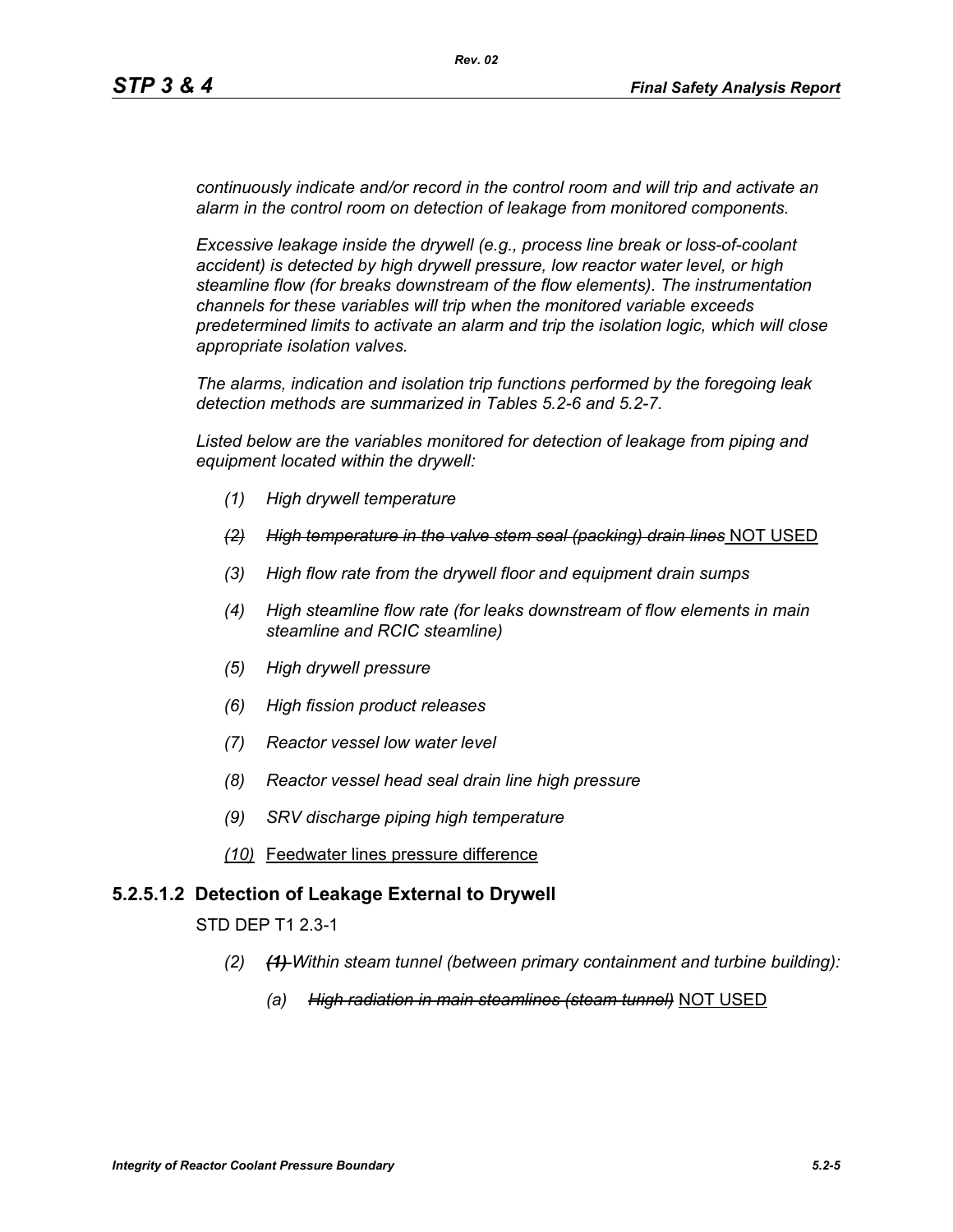*continuously indicate and/or record in the control room and will trip and activate an alarm in the control room on detection of leakage from monitored components.*

*Excessive leakage inside the drywell (e.g., process line break or loss-of-coolant accident) is detected by high drywell pressure, low reactor water level, or high steamline flow (for breaks downstream of the flow elements). The instrumentation channels for these variables will trip when the monitored variable exceeds predetermined limits to activate an alarm and trip the isolation logic, which will close appropriate isolation valves.*

*The alarms, indication and isolation trip functions performed by the foregoing leak detection methods are summarized in Tables 5.2-6 and 5.2-7.*

*Listed below are the variables monitored for detection of leakage from piping and equipment located within the drywell:*

- *(1) High drywell temperature*
- ~~*(2) High temperature in the valve stem seal (packing) drain lines*~~ <u>NOT USED</u>
- *(3) High flow rate from the drywell floor and equipment drain sumps*
- *(4) High steamline flow rate (for leaks downstream of flow elements in main steamline and RCIC steamline)*
- *(5) High drywell pressure*
- *(6) High fission product releases*
- *(7) Reactor vessel low water level*
- *(8) Reactor vessel head seal drain line high pressure*
- *(9) SRV discharge piping high temperature*
- <u>*(10)* Feedwater lines pressure difference</u>

## 5.2.5.1.2 Detection of Leakage External to Drywell

STD DEP T1 2.3-1

- (2) ~~*(1)*~~ *Within steam tunnel (between primary containment and turbine building):*
  - *(a)* ~~*High radiation in main steamlines (steam tunnel)*~~ <u>NOT USED</u>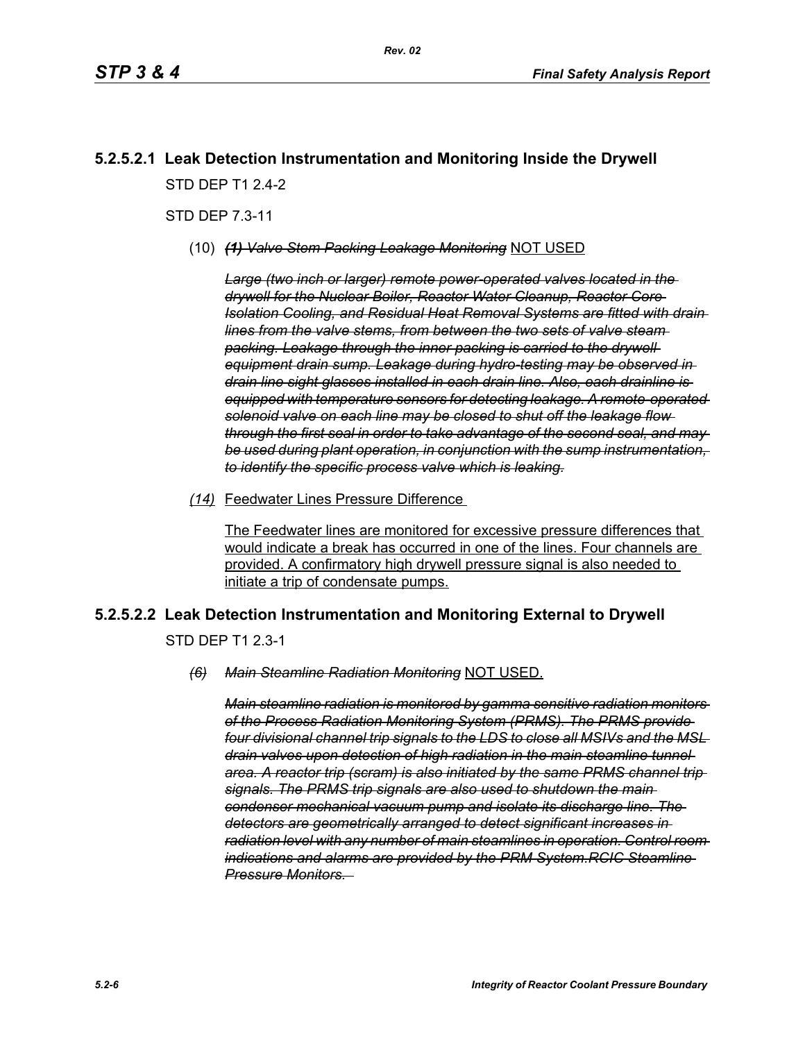## 5.2.5.2.1 Leak Detection Instrumentation and Monitoring Inside the Drywell

STD DEP T1 2.4-2

STD DEP 7.3-11

(10) ~~***(1) Valve Stem Packing Leakage Monitoring***~~ <u>NOT USED</u>

~~***Large (two inch or larger) remote power-operated valves located in the drywell for the Nuclear Boiler, Reactor Water Cleanup, Reactor Core Isolation Cooling, and Residual Heat Removal Systems are fitted with drain lines from the valve stems, from between the two sets of valve steam packing. Leakage through the inner packing is carried to the drywell equipment drain sump. Leakage during hydro-testing may be observed in drain line sight glasses installed in each drain line. Also, each drainline is equipped with temperature sensors for detecting leakage. A remote-operated solenoid valve on each line may be closed to shut off the leakage flow through the first seal in order to take advantage of the second seal, and may be used during plant operation, in conjunction with the sump instrumentation, to identify the specific process valve which is leaking.***~~

*<u>(14)</u>* <u>Feedwater Lines Pressure Difference</u>

<u>The Feedwater lines are monitored for excessive pressure differences that would indicate a break has occurred in one of the lines. Four channels are provided. A confirmatory high drywell pressure signal is also needed to initiate a trip of condensate pumps.</u>

## 5.2.5.2.2 Leak Detection Instrumentation and Monitoring External to Drywell

STD DEP T1 2.3-1

~~*(6) Main Steamline Radiation Monitoring*~~ <u>NOT USED.</u>

~~***Main steamline radiation is monitored by gamma sensitive radiation monitors of the Process Radiation Monitoring System (PRMS). The PRMS provide four divisional channel trip signals to the LDS to close all MSIVs and the MSL drain valves upon detection of high radiation in the main steamline tunnel area. A reactor trip (scram) is also initiated by the same PRMS channel trip signals. The PRMS trip signals are also used to shutdown the main condenser mechanical vacuum pump and isolate its discharge line. The detectors are geometrically arranged to detect significant increases in radiation level with any number of main steamlines in operation. Control room indications and alarms are provided by the PRM System.RCIC Steamline Pressure Monitors.***~~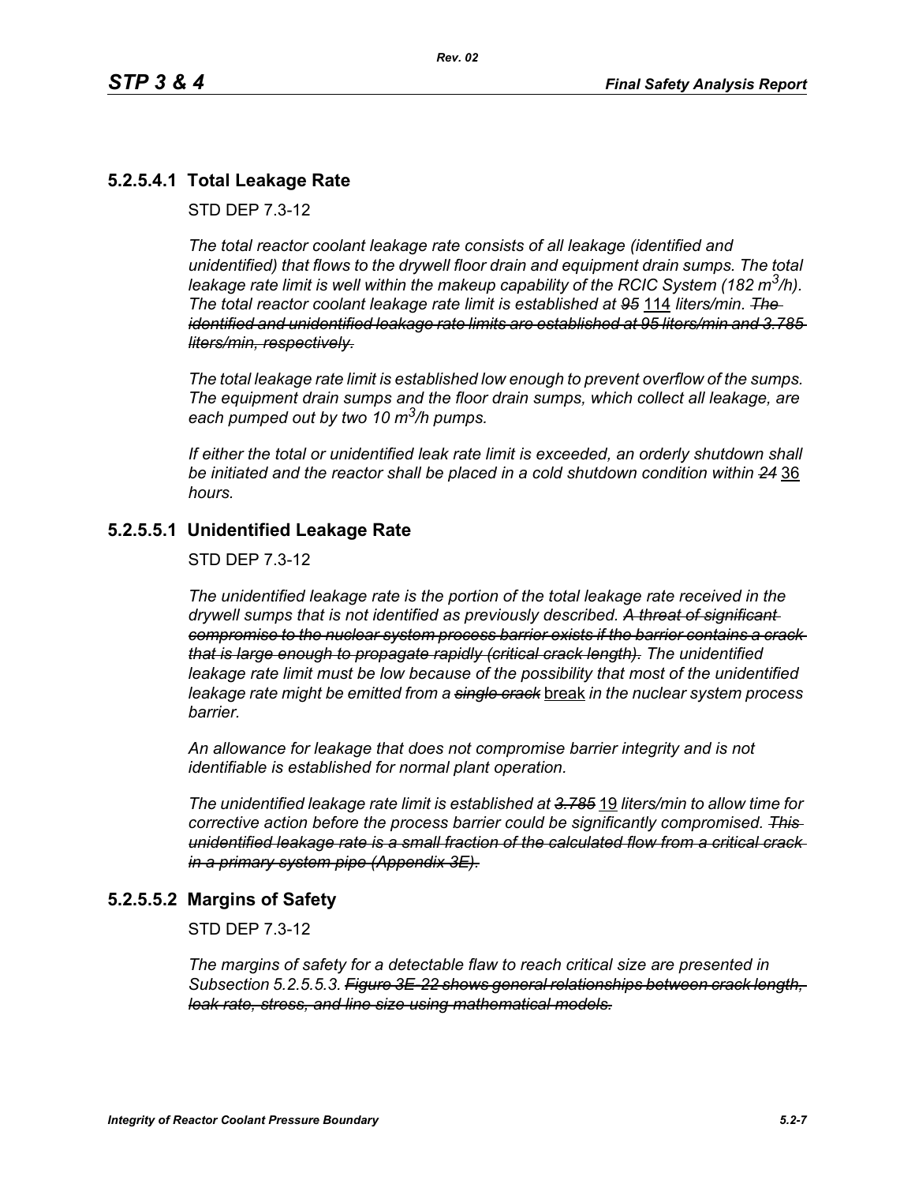## 5.2.5.4.1 Total Leakage Rate

STD DEP 7.3-12

*The total reactor coolant leakage rate consists of all leakage (identified and unidentified) that flows to the drywell floor drain and equipment drain sumps. The total leakage rate limit is well within the makeup capability of the RCIC System (182 $m^3$/h). The total reactor coolant leakage rate limit is established at ~~95~~* <u>114</u> *liters/min. ~~The identified and unidentified leakage rate limits are established at 95 liters/min and 3.785 liters/min, respectively.~~*

*The total leakage rate limit is established low enough to prevent overflow of the sumps. The equipment drain sumps and the floor drain sumps, which collect all leakage, are each pumped out by two 10 $m^3$/h pumps.*

*If either the total or unidentified leak rate limit is exceeded, an orderly shutdown shall be initiated and the reactor shall be placed in a cold shutdown condition within ~~24~~* <u>36</u> *hours.*

## 5.2.5.5.1 Unidentified Leakage Rate

STD DEP 7.3-12

*The unidentified leakage rate is the portion of the total leakage rate received in the drywell sumps that is not identified as previously described. ~~A threat of significant compromise to the nuclear system process barrier exists if the barrier contains a crack that is large enough to propagate rapidly (critical crack length).~~ The unidentified leakage rate limit must be low because of the possibility that most of the unidentified leakage rate might be emitted from a ~~single crack~~* <u>break</u> *in the nuclear system process barrier.*

*An allowance for leakage that does not compromise barrier integrity and is not identifiable is established for normal plant operation.*

*The unidentified leakage rate limit is established at ~~3.785~~* <u>19</u> *liters/min to allow time for corrective action before the process barrier could be significantly compromised. ~~This unidentified leakage rate is a small fraction of the calculated flow from a critical crack in a primary system pipe (Appendix 3E).~~*

## 5.2.5.5.2 Margins of Safety

STD DEP 7.3-12

*The margins of safety for a detectable flaw to reach critical size are presented in Subsection 5.2.5.5.3. ~~Figure 3E-22 shows general relationships between crack length, leak rate, stress, and line size using mathematical models.~~*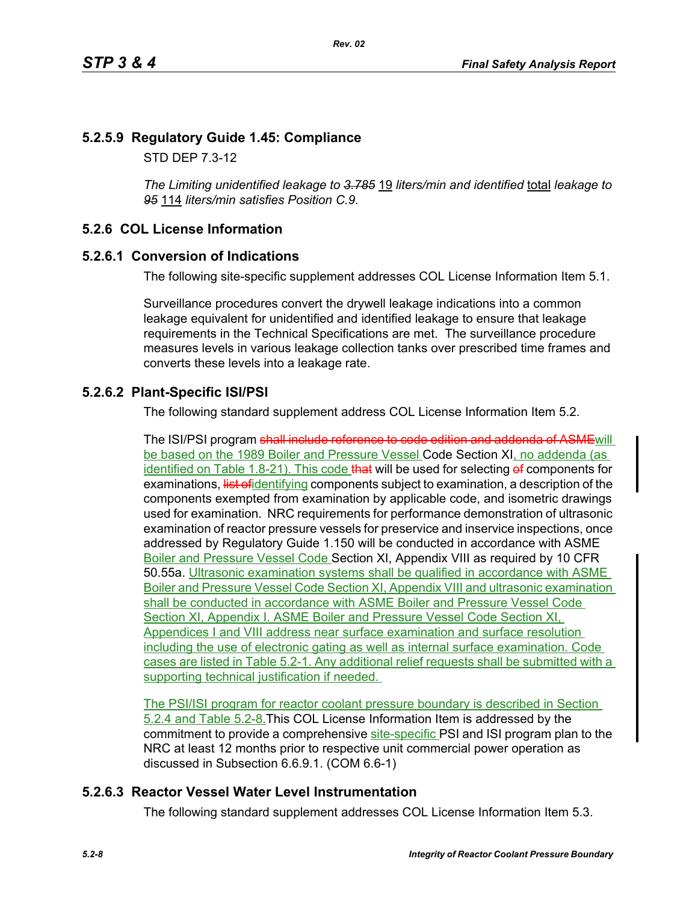## 5.2.5.9 Regulatory Guide 1.45: Compliance

STD DEP 7.3-12

*The Limiting unidentified leakage to ~~3.785~~* 19 *liters/min and identified* total *leakage to ~~95~~* 114 *liters/min satisfies Position C.9.*

## 5.2.6 COL License Information

### 5.2.6.1 Conversion of Indications

The following site-specific supplement addresses COL License Information Item 5.1.

Surveillance procedures convert the drywell leakage indications into a common leakage equivalent for unidentified and identified leakage to ensure that leakage requirements in the Technical Specifications are met. The surveillance procedure measures levels in various leakage collection tanks over prescribed time frames and converts these levels into a leakage rate.

### 5.2.6.2 Plant-Specific ISI/PSI

The following standard supplement address COL License Information Item 5.2.

The ISI/PSI program ~~shall include reference to code edition and addenda of ASME~~will be based on the 1989 Boiler and Pressure Vessel Code Section XI, no addenda (as identified on Table 1.8-21). This code ~~that~~ will be used for selecting ~~of~~ components for examinations, ~~list of~~identifying components subject to examination, a description of the components exempted from examination by applicable code, and isometric drawings used for examination. NRC requirements for performance demonstration of ultrasonic examination of reactor pressure vessels for preservice and inservice inspections, once addressed by Regulatory Guide 1.150 will be conducted in accordance with ASME Boiler and Pressure Vessel Code Section XI, Appendix VIII as required by 10 CFR 50.55a. Ultrasonic examination systems shall be qualified in accordance with ASME Boiler and Pressure Vessel Code Section XI, Appendix VIII and ultrasonic examination shall be conducted in accordance with ASME Boiler and Pressure Vessel Code Section XI, Appendix I. ASME Boiler and Pressure Vessel Code Section XI, Appendices I and VIII address near surface examination and surface resolution including the use of electronic gating as well as internal surface examination. Code cases are listed in Table 5.2-1. Any additional relief requests shall be submitted with a supporting technical justification if needed.

The PSI/ISI program for reactor coolant pressure boundary is described in Section 5.2.4 and Table 5.2-8.This COL License Information Item is addressed by the commitment to provide a comprehensive site-specific PSI and ISI program plan to the NRC at least 12 months prior to respective unit commercial power operation as discussed in Subsection 6.6.9.1. (COM 6.6-1)

### 5.2.6.3 Reactor Vessel Water Level Instrumentation

The following standard supplement addresses COL License Information Item 5.3.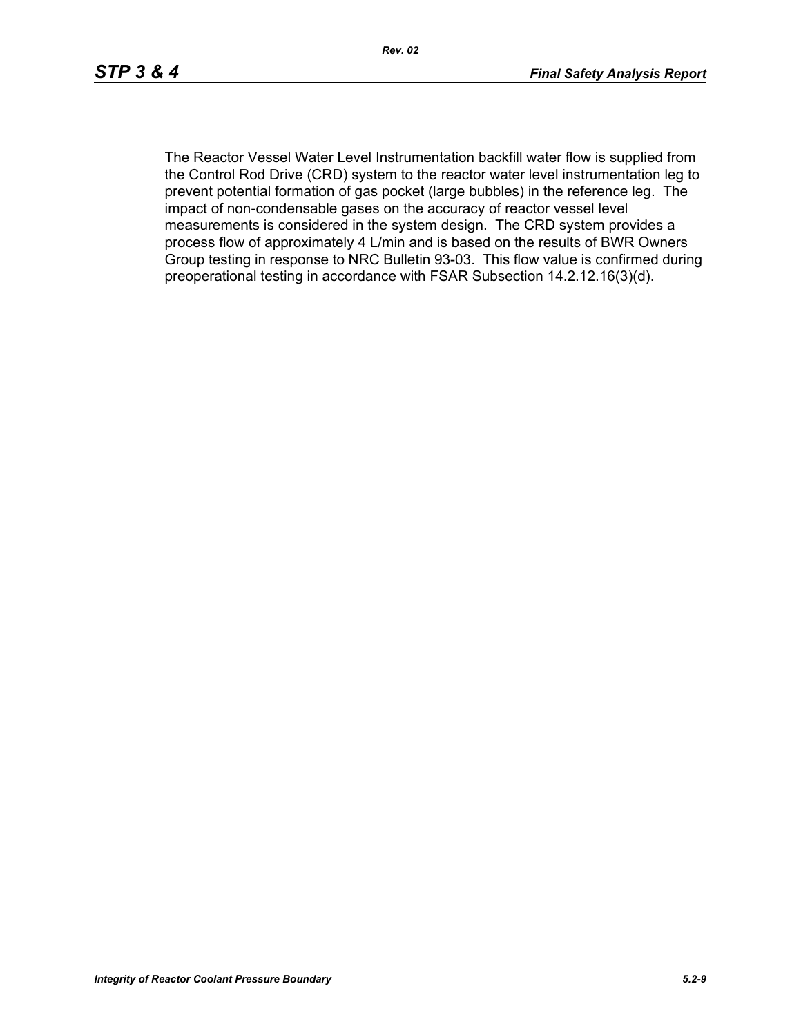The Reactor Vessel Water Level Instrumentation backfill water flow is supplied from the Control Rod Drive (CRD) system to the reactor water level instrumentation leg to prevent potential formation of gas pocket (large bubbles) in the reference leg. The impact of non-condensable gases on the accuracy of reactor vessel level measurements is considered in the system design. The CRD system provides a process flow of approximately 4 L/min and is based on the results of BWR Owners Group testing in response to NRC Bulletin 93-03. This flow value is confirmed during preoperational testing in accordance with FSAR Subsection 14.2.12.16(3)(d).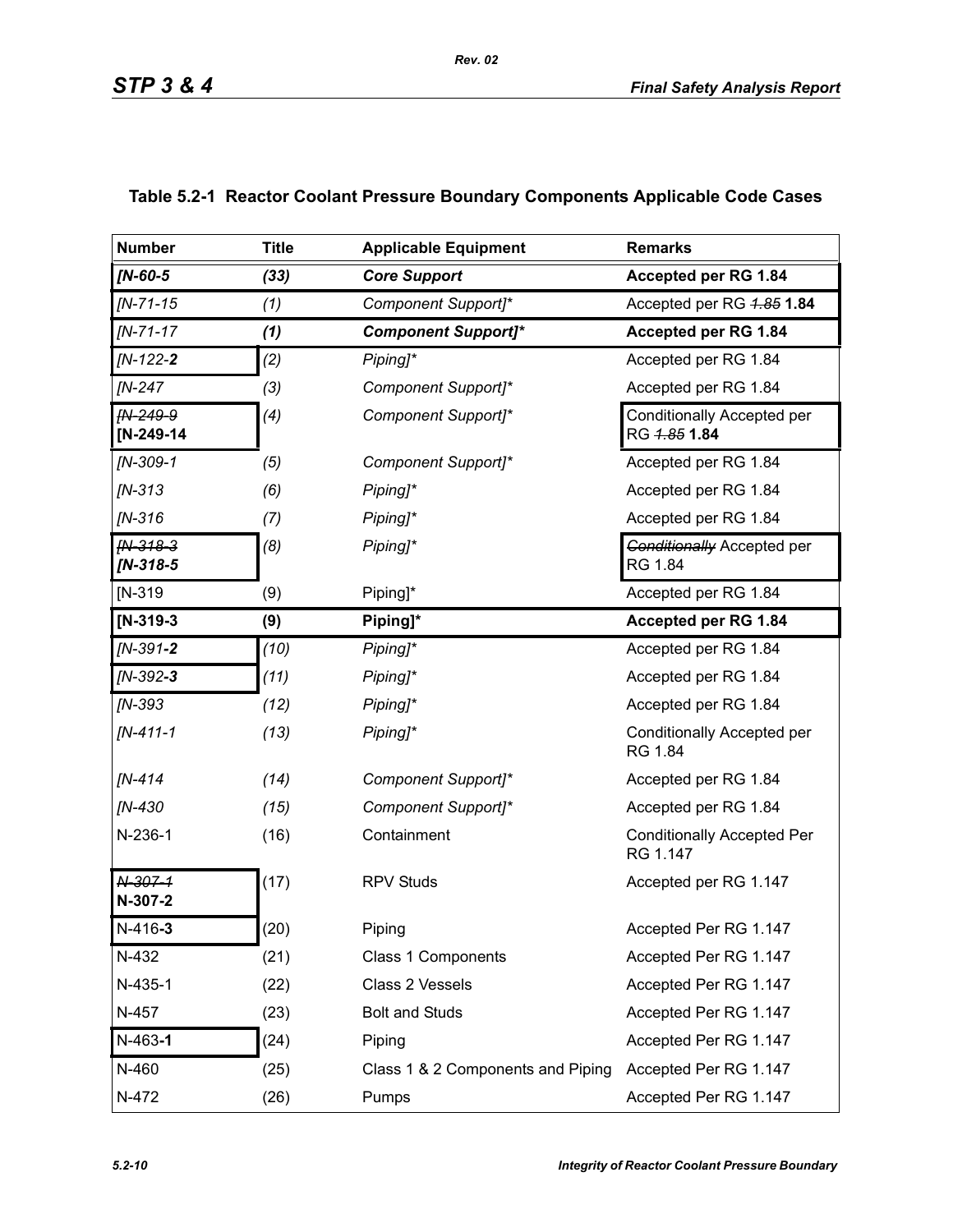## Table 5.2-1 Reactor Coolant Pressure Boundary Components Applicable Code Cases

| Number | Title | Applicable Equipment | Remarks |
|---|---|---|---|
| ***[N-60-5*** | ***(33)*** | ***Core Support*** | **Accepted per RG 1.84** |
| *[N-71-15* | *(1)* | *Component Support]\** | Accepted per RG ~~*1.85*~~ **1.84** |
| *[N-71-17* | ***(1)*** | ***Component Support]\**** | **Accepted per RG 1.84** |
| *[N-122-**2*** | *(2)* | *Piping]\** | Accepted per RG 1.84 |
| *[N-247* | *(3)* | *Component Support]\** | Accepted per RG 1.84 |
| ~~*[N-249-9*~~ **[N-249-14** | *(4)* | *Component Support]\** | Conditionally Accepted per RG ~~*1.85*~~ **1.84** |
| *[N-309-1* | *(5)* | *Component Support]\** | Accepted per RG 1.84 |
| *[N-313* | *(6)* | *Piping]\** | Accepted per RG 1.84 |
| *[N-316* | *(7)* | *Piping]\** | Accepted per RG 1.84 |
| ~~*[N-318-3*~~ ***[N-318-5*** | *(8)* | *Piping]\** | ~~*Conditionally*~~ Accepted per RG *1.84* |
| [N-319 | (9) | Piping]* | Accepted per RG 1.84 |
| **[N-319-3** | **(9)** | **Piping]\*** | **Accepted per RG 1.84** |
| *[N-391**-2*** | *(10)* | *Piping]\** | Accepted per RG 1.84 |
| *[N-392**-3*** | *(11)* | *Piping]\** | Accepted per RG 1.84 |
| *[N-393* | *(12)* | *Piping]\** | Accepted per RG 1.84 |
| *[N-411-1* | *(13)* | *Piping]\** | Conditionally Accepted per RG 1.84 |
| *[N-414* | *(14)* | *Component Support]\** | Accepted per RG 1.84 |
| *[N-430* | *(15)* | *Component Support]\** | Accepted per RG 1.84 |
| N-236-1 | (16) | Containment | Conditionally Accepted Per RG 1.147 |
| ~~N-307-1~~ **N-307-2** | (17) | RPV Studs | Accepted per RG 1.147 |
| N-416**-3** | (20) | Piping | Accepted Per RG 1.147 |
| N-432 | (21) | Class 1 Components | Accepted Per RG 1.147 |
| N-435-1 | (22) | Class 2 Vessels | Accepted Per RG 1.147 |
| N-457 | (23) | Bolt and Studs | Accepted Per RG 1.147 |
| N-463**-1** | (24) | Piping | Accepted Per RG 1.147 |
| N-460 | (25) | Class 1 & 2 Components and Piping | Accepted Per RG 1.147 |
| N-472 | (26) | Pumps | Accepted Per RG 1.147 |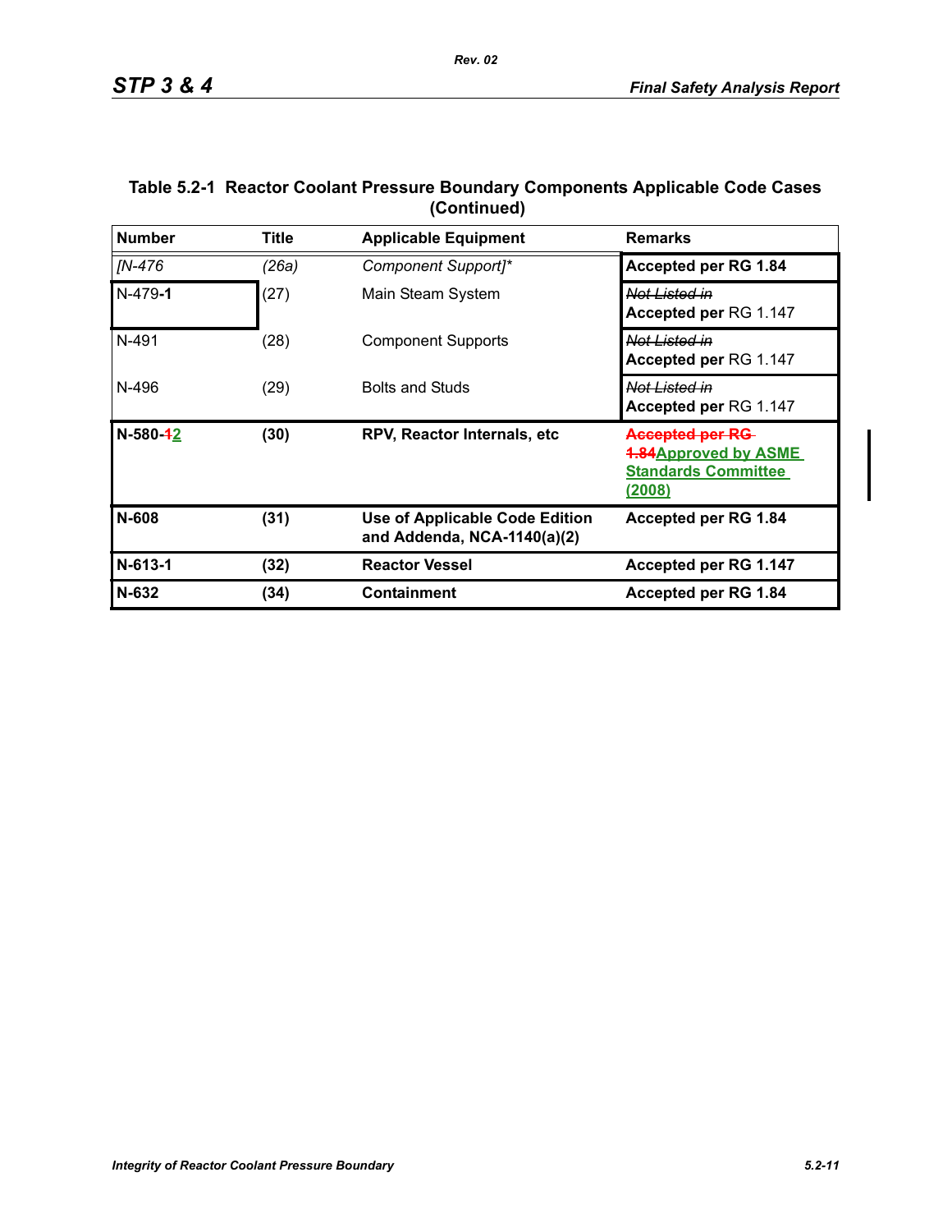**Table 5.2-1 Reactor Coolant Pressure Boundary Components Applicable Code Cases (Continued)**

| Number | Title | Applicable Equipment | Remarks |
|---|---|---|---|
| *[N-476* | *(26a)* | *Component Support]** | **Accepted per RG 1.84** |
| N-479-**1** | (27) | Main Steam System | ~~Not Listed in~~ **Accepted per** RG 1.147 |
| N-491 | (28) | Component Supports | ~~Not Listed in~~ **Accepted per** RG 1.147 |
| N-496 | (29) | Bolts and Studs | ~~Not Listed in~~ **Accepted per** RG 1.147 |
| **N-580-~~1~~2** | **(30)** | **RPV, Reactor Internals, etc** | **~~Accepted per RG 1.84~~Approved by ASME Standards Committee (2008)** |
| **N-608** | **(31)** | **Use of Applicable Code Edition and Addenda, NCA-1140(a)(2)** | **Accepted per RG 1.84** |
| **N-613-1** | **(32)** | **Reactor Vessel** | **Accepted per RG 1.147** |
| **N-632** | **(34)** | **Containment** | **Accepted per RG 1.84** |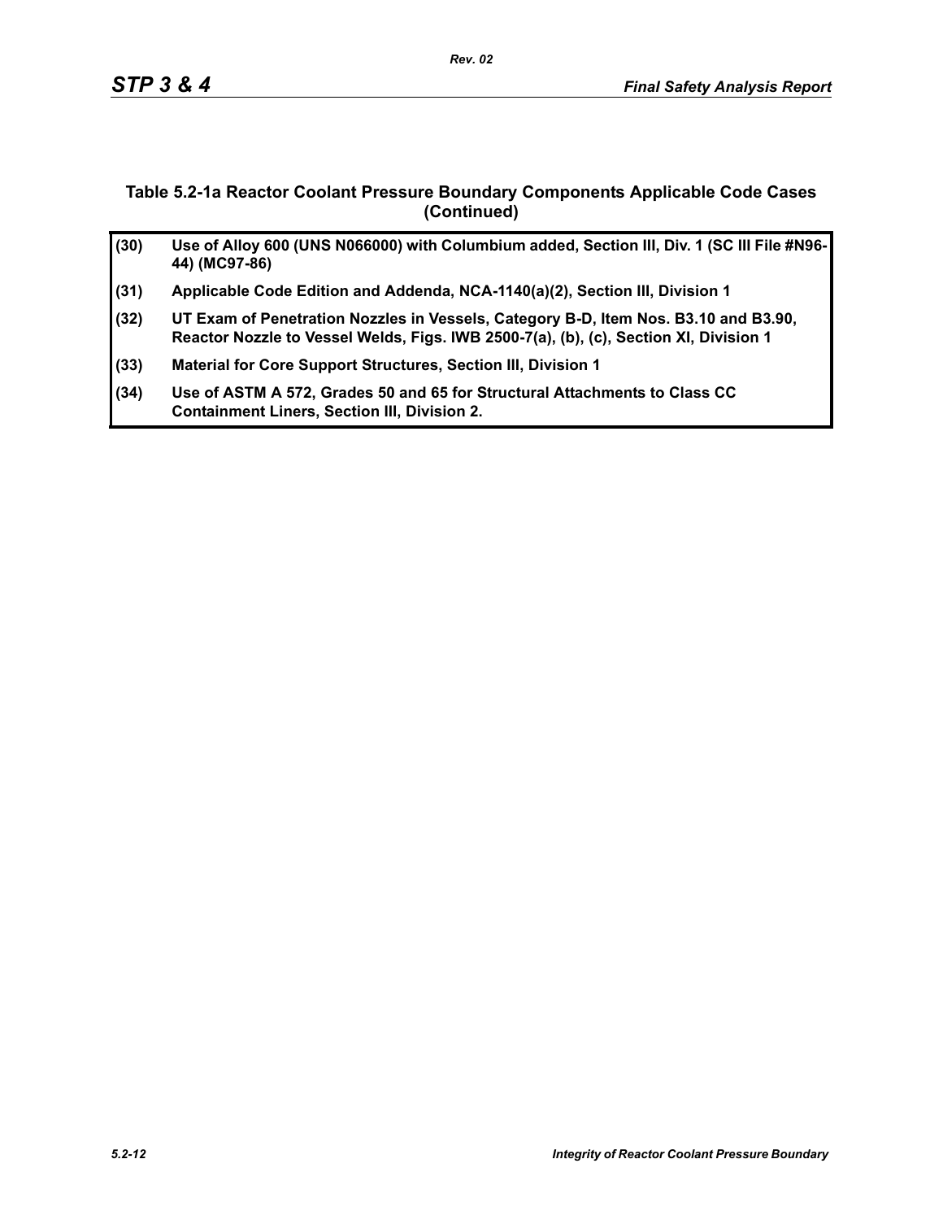**Table 5.2-1a Reactor Coolant Pressure Boundary Components Applicable Code Cases (Continued)**

| | |
|---|---|
| (30) | Use of Alloy 600 (UNS N066000) with Columbium added, Section III, Div. 1 (SC III File #N96-44) (MC97-86) |
| (31) | Applicable Code Edition and Addenda, NCA-1140(a)(2), Section III, Division 1 |
| (32) | UT Exam of Penetration Nozzles in Vessels, Category B-D, Item Nos. B3.10 and B3.90, Reactor Nozzle to Vessel Welds, Figs. IWB 2500-7(a), (b), (c), Section XI, Division 1 |
| (33) | Material for Core Support Structures, Section III, Division 1 |
| (34) | Use of ASTM A 572, Grades 50 and 65 for Structural Attachments to Class CC Containment Liners, Section III, Division 2. |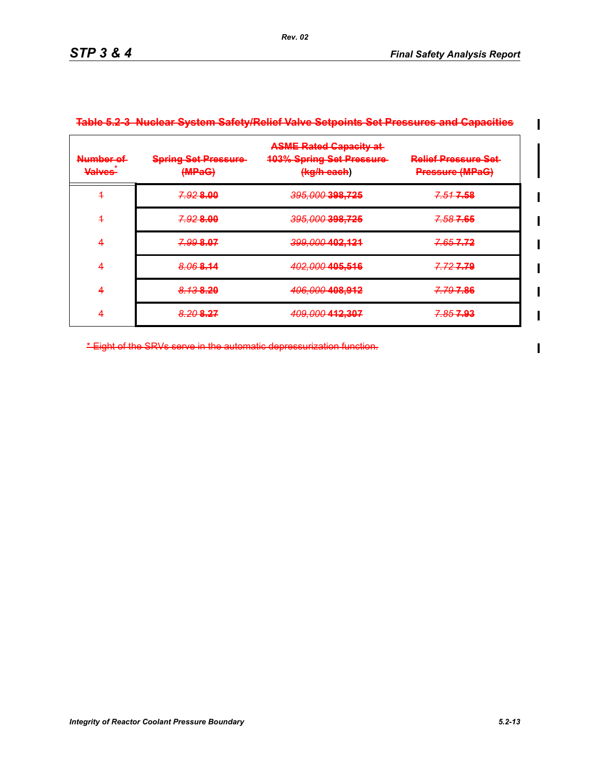~~Table 5.2-3 Nuclear System Safety/Relief Valve Setpoints Set Pressures and Capacities~~

| ~~Number of Valves*~~ | ~~Spring Set Pressure (MPaG)~~ | ~~ASME Rated Capacity at 103% Spring Set Pressure (kg/h each)~~ | ~~Relief Pressure Set Pressure (MPaG)~~ |
|---|---|---|---|
| ~~1~~ | ~~*7.92* **8.00**~~ | ~~*395,000* **398,725**~~ | ~~*7.51* **7.58**~~ |
| ~~1~~ | ~~*7.92* **8.00**~~ | ~~*395,000* **398,725**~~ | ~~*7.58* **7.65**~~ |
| ~~4~~ | ~~*7.99* **8.07**~~ | ~~*399,000* **402,121**~~ | ~~*7.65* **7.72**~~ |
| ~~4~~ | ~~*8.06* **8.14**~~ | ~~*402,000* **405,516**~~ | ~~*7.72* **7.79**~~ |
| ~~4~~ | ~~*8.13* **8.20**~~ | ~~*406,000* **408,912**~~ | ~~*7.79* **7.86**~~ |
| ~~4~~ | ~~*8.20* **8.27**~~ | ~~*409,000* **412,307**~~ | ~~*7.85* **7.93**~~ |

~~* Eight of the SRVs serve in the automatic depressurization function.~~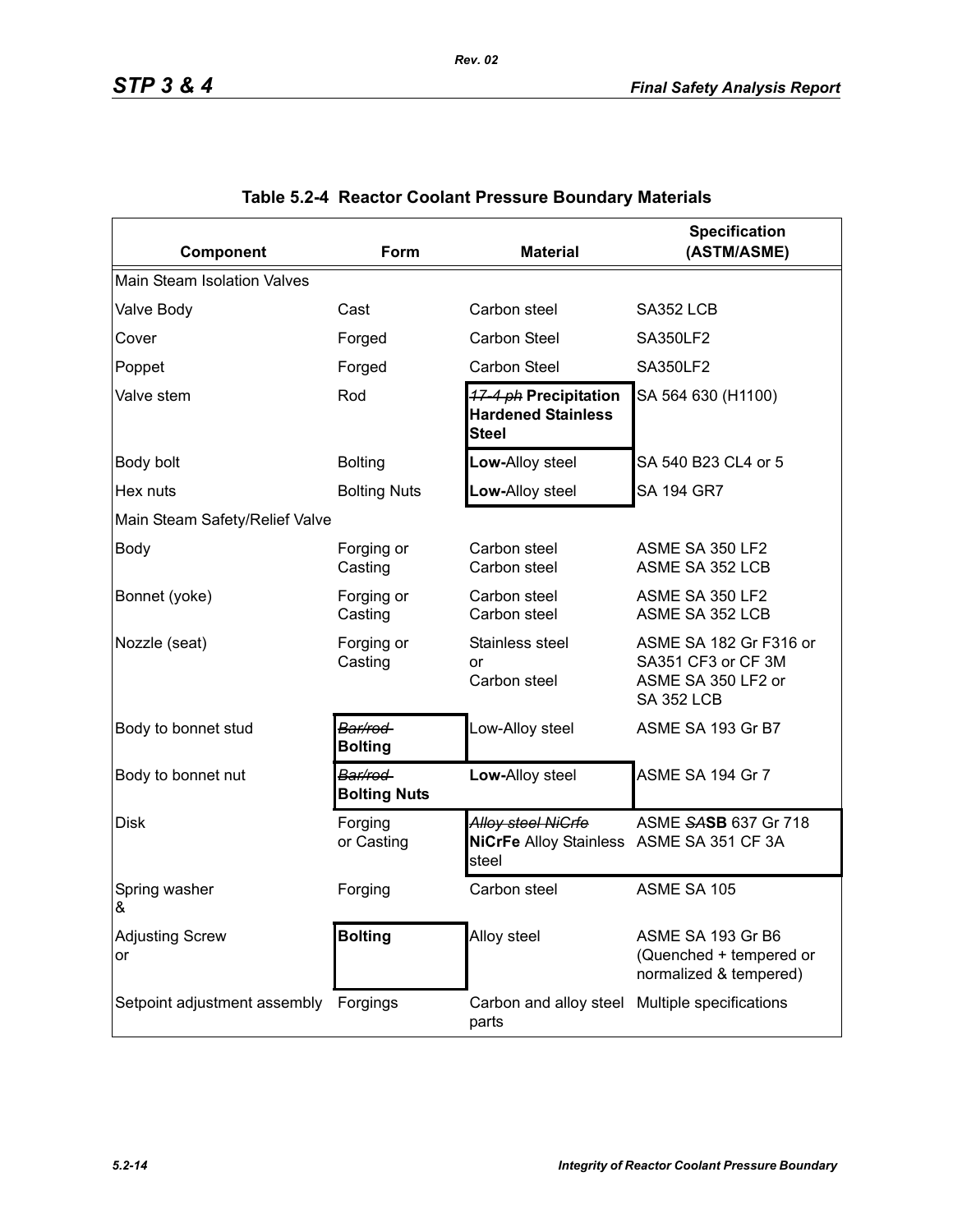## Table 5.2-4 Reactor Coolant Pressure Boundary Materials

| Component | Form | Material | Specification (ASTM/ASME) |
|---|---|---|---|
| Main Steam Isolation Valves | | | |
| Valve Body | Cast | Carbon steel | SA352 LCB |
| Cover | Forged | Carbon Steel | SA350LF2 |
| Poppet | Forged | Carbon Steel | SA350LF2 |
| Valve stem | Rod | ~~17-4 ph~~ **Precipitation Hardened Stainless Steel** | SA 564 630 (H1100) |
| Body bolt | Bolting | **Low-**Alloy steel | SA 540 B23 CL4 or 5 |
| Hex nuts | Bolting Nuts | **Low-**Alloy steel | SA 194 GR7 |
| Main Steam Safety/Relief Valve | | | |
| Body | Forging or Casting | Carbon steel Carbon steel | ASME SA 350 LF2 ASME SA 352 LCB |
| Bonnet (yoke) | Forging or Casting | Carbon steel Carbon steel | ASME SA 350 LF2 ASME SA 352 LCB |
| Nozzle (seat) | Forging or Casting | Stainless steel or Carbon steel | ASME SA 182 Gr F316 or SA351 CF3 or CF 3M ASME SA 350 LF2 or SA 352 LCB |
| Body to bonnet stud | ~~Bar/rod~~ **Bolting** | Low-Alloy steel | ASME SA 193 Gr B7 |
| Body to bonnet nut | ~~Bar/rod~~ **Bolting Nuts** | **Low-**Alloy steel | ASME SA 194 Gr 7 |
| Disk | Forging or Casting | ~~Alloy steel NiCrfe~~ **NiCrFe** Alloy Stainless steel | ASME ~~SA~~**SB** 637 Gr 718 ASME SA 351 CF 3A |
| Spring washer & | Forging | Carbon steel | ASME SA 105 |
| Adjusting Screw or | **Bolting** | Alloy steel | ASME SA 193 Gr B6 (Quenched + tempered or normalized & tempered) |
| Setpoint adjustment assembly | Forgings | Carbon and alloy steel parts | Multiple specifications |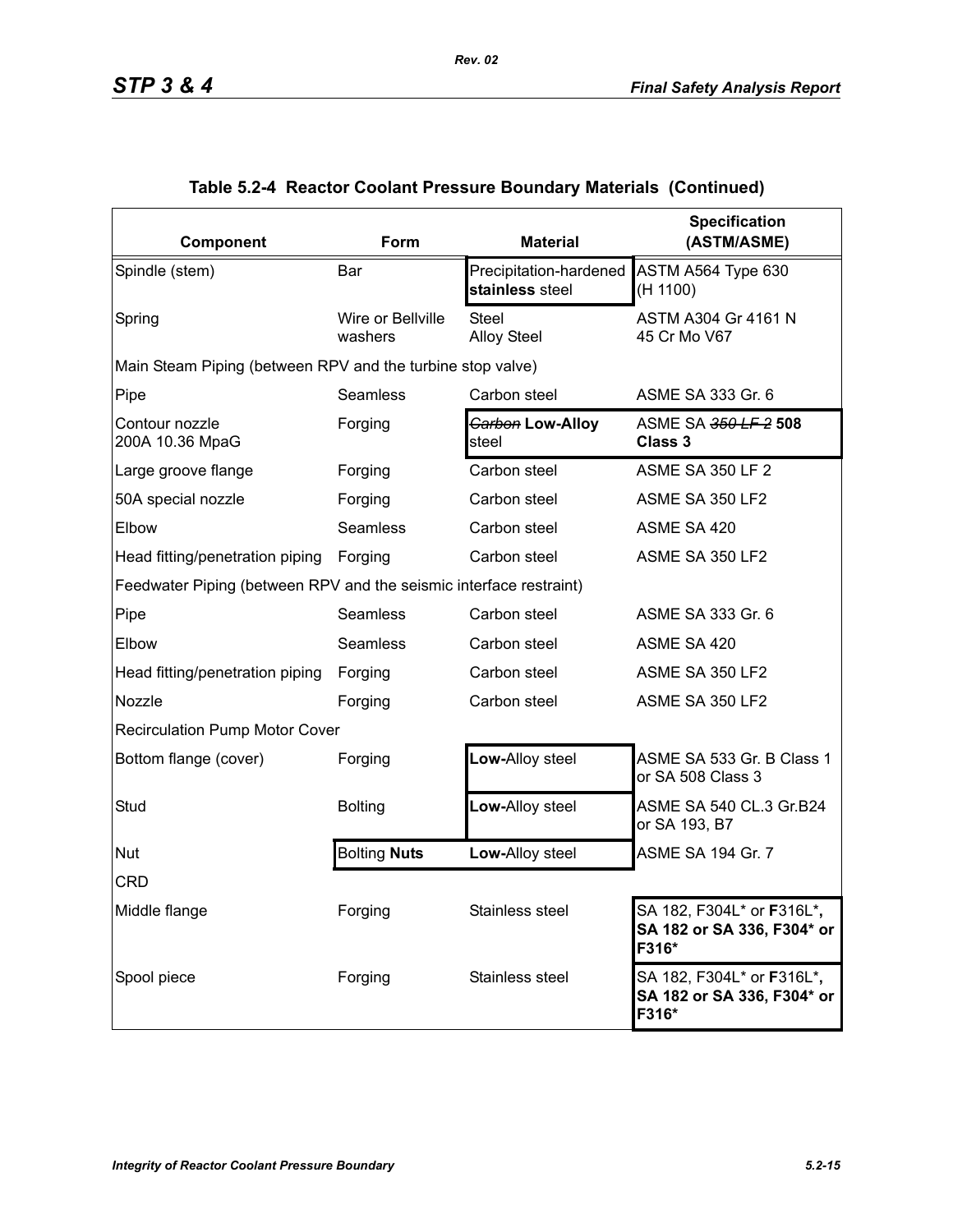## Table 5.2-4 Reactor Coolant Pressure Boundary Materials (Continued)

| Component | Form | Material | Specification (ASTM/ASME) |
|---|---|---|---|
| Spindle (stem) | Bar | Precipitation-hardened **stainless** steel | ASTM A564 Type 630 (H 1100) |
| Spring | Wire or Bellville washers | Steel Alloy Steel | ASTM A304 Gr 4161 N 45 Cr Mo V67 |
| Main Steam Piping (between RPV and the turbine stop valve) | | | |
| Pipe | Seamless | Carbon steel | ASME SA 333 Gr. 6 |
| Contour nozzle 200A 10.36 MpaG | Forging | ~~Carbon~~ **Low-Alloy** steel | ASME SA ~~350 LF 2~~ **508 Class 3** |
| Large groove flange | Forging | Carbon steel | ASME SA 350 LF 2 |
| 50A special nozzle | Forging | Carbon steel | ASME SA 350 LF2 |
| Elbow | Seamless | Carbon steel | ASME SA 420 |
| Head fitting/penetration piping | Forging | Carbon steel | ASME SA 350 LF2 |
| Feedwater Piping (between RPV and the seismic interface restraint) | | | |
| Pipe | Seamless | Carbon steel | ASME SA 333 Gr. 6 |
| Elbow | Seamless | Carbon steel | ASME SA 420 |
| Head fitting/penetration piping | Forging | Carbon steel | ASME SA 350 LF2 |
| Nozzle | Forging | Carbon steel | ASME SA 350 LF2 |
| Recirculation Pump Motor Cover | | | |
| Bottom flange (cover) | Forging | **Low-**Alloy steel | ASME SA 533 Gr. B Class 1 or SA 508 Class 3 |
| Stud | Bolting | **Low-**Alloy steel | ASME SA 540 CL.3 Gr.B24 or SA 193, B7 |
| Nut | Bolting **Nuts** | **Low-**Alloy steel | ASME SA 194 Gr. 7 |
| CRD | | | |
| Middle flange | Forging | Stainless steel | SA 182, F304L* or **F**316L*, **SA 182 or SA 336, F304* or F316*** |
| Spool piece | Forging | Stainless steel | SA 182, F304L* or **F**316L*, **SA 182 or SA 336, F304* or F316*** |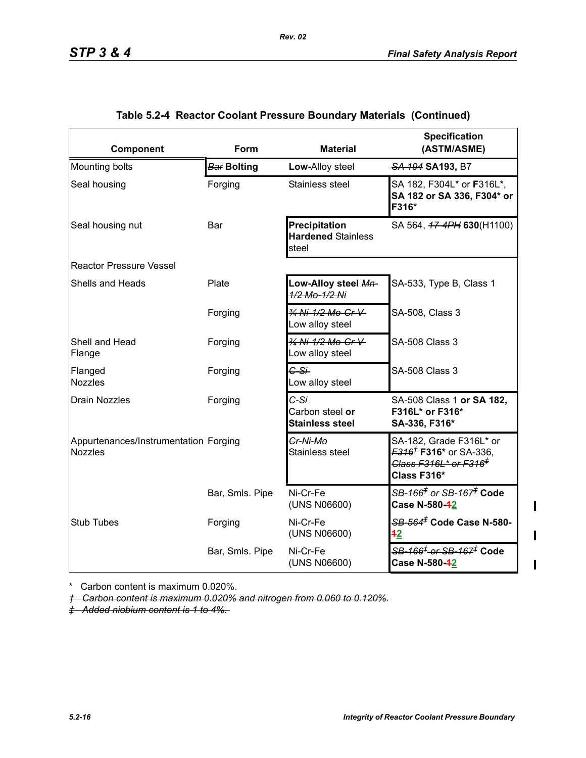## Table 5.2-4 Reactor Coolant Pressure Boundary Materials (Continued)

| Component | Form | Material | Specification (ASTM/ASME) |
|---|---|---|---|
| Mounting bolts | ~~*Bar*~~ **Bolting** | **Low-**Alloy steel | ~~*SA 194*~~ **SA193,** B7 |
| Seal housing | Forging | Stainless steel | SA 182, F304L* or **F**316L*, **SA 182 or SA 336, F304* or F316*** |
| Seal housing nut | Bar | **Precipitation Hardened** Stainless steel | SA 564, ~~*17-4PH*~~ **630**(H1100) |
| Reactor Pressure Vessel | | | |
| Shells and Heads | Plate | **Low-Alloy steel** ~~*Mn-1/2 Mo-1/2 Ni*~~ | SA-533, Type B, Class 1 |
| | Forging | ~~*¾ Ni-1/2 Mo-Cr-V*~~ Low alloy steel | SA-508, Class 3 |
| Shell and Head Flange | Forging | ~~*¾ Ni-1/2 Mo-Cr-V*~~ Low alloy steel | SA-508 Class 3 |
| Flanged Nozzles | Forging | ~~*C-Si*~~ Low alloy steel | SA-508 Class 3 |
| Drain Nozzles | Forging | ~~*C-Si*~~ Carbon steel **or Stainless steel** | SA-508 Class 1 **or SA 182, F316L* or F316* SA-336, F316*** |
| Appurtenances/Instrumentation Nozzles | Forging | ~~*Cr-Ni-Mo*~~ Stainless steel | SA-182, Grade F316L* or ~~*F316†*~~ **F316*** or SA-336, ~~*Class F316L* or F316‡*~~ **Class F316*** |
| | Bar, Smls. Pipe | Ni-Cr-Fe (UNS N06600) | ~~*SB-166‡ or SB-167‡*~~ **Code Case N-580-~~1~~2** |
| Stub Tubes | Forging | Ni-Cr-Fe (UNS N06600) | ~~*SB-564‡*~~ **Code Case N-580-~~1~~2** |
| | Bar, Smls. Pipe | Ni-Cr-Fe (UNS N06600) | ~~*SB-166‡ or SB-167‡*~~ **Code Case N-580-~~1~~2** |

\* Carbon content is maximum 0.020%.

~~*† Carbon content is maximum 0.020% and nitrogen from 0.060 to 0.120%.*~~

~~*‡ Added niobium content is 1 to 4%.*~~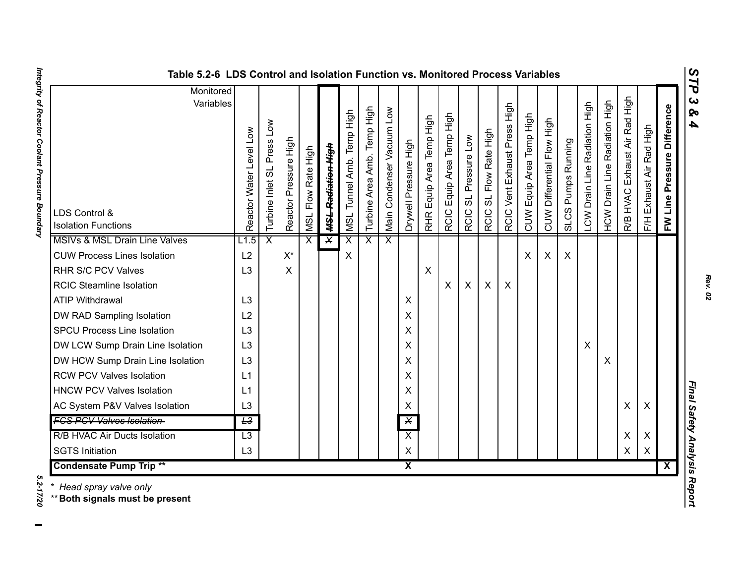# Table 5.2-6 LDS Control and Isolation Function vs. Monitored Process Variables

| LDS Control & Isolation Functions / Monitored Variables | Reactor Water Level Low | Turbine Inlet SL Press Low | Reactor Pressure High | MSL Flow Rate High | ~~MSL Radiation High~~ | MSL Tunnel Amb. Temp High | Turbine Area Amb. Temp High | Main Condenser Vacuum Low | Drywell Pressure High | RHR Equip Area Temp High | RCIC Equip Area Temp High | RCIC SL Pressure Low | RCIC SL Flow Rate High | RCIC Vent Exhaust Press High | CUW Equip Area Temp High | CUW Differential Flow High | SLCS Pumps Running | LCW Drain Line Radiation High | HCW Drain Line Radiation High | R/B HVAC Exhaust Air Rad High | F/H Exhaust Air Rad High | **FW Line Pressure Difference** |
|---|---|---|---|---|---|---|---|---|---|---|---|---|---|---|---|---|---|---|---|---|---|---|
| MSIVs & MSL Drain Line Valves | L1.5 | X | | X | ~~X~~ | X | X | X | | | | | | | | | | | | | | |
| CUW Process Lines Isolation | L2 | | X* | | | X | | | | | | | | | X | X | X | | | | | |
| RHR S/C PCV Valves | L3 | | X | | | | | | | X | | | | | | | | | | | | |
| RCIC Steamline Isolation | | | | | | | | | | | X | X | X | X | | | | | | | | |
| ATIP Withdrawal | L3 | | | | | | | | X | | | | | | | | | | | | | |
| DW RAD Sampling Isolation | L2 | | | | | | | | X | | | | | | | | | | | | | |
| SPCU Process Line Isolation | L3 | | | | | | | | X | | | | | | | | | | | | | |
| DW LCW Sump Drain Line Isolation | L3 | | | | | | | | X | | | | | | | | | X | | | | |
| DW HCW Sump Drain Line Isolation | L3 | | | | | | | | X | | | | | | | | | | X | | | |
| RCW PCV Valves Isolation | L1 | | | | | | | | X | | | | | | | | | | | | | |
| HNCW PCV Valves Isolation | L1 | | | | | | | | X | | | | | | | | | | | | | |
| AC System P&V Valves Isolation | L3 | | | | | | | | X | | | | | | | | | | | X | X | |
| ~~FCS PCV Valves Isolation~~ | ~~L3~~ | | | | | | | | ~~X~~ | | | | | | | | | | | | | |
| R/B HVAC Air Ducts Isolation | L3 | | | | | | | | X | | | | | | | | | | | X | X | |
| SGTS Initiation | L3 | | | | | | | | X | | | | | | | | | | | X | X | |
| **Condensate Pump Trip \*\*** | | | | | | | | | **X** | | | | | | | | | | | | | **X** |

*\* Head spray valve only*

\*\* **Both signals must be present**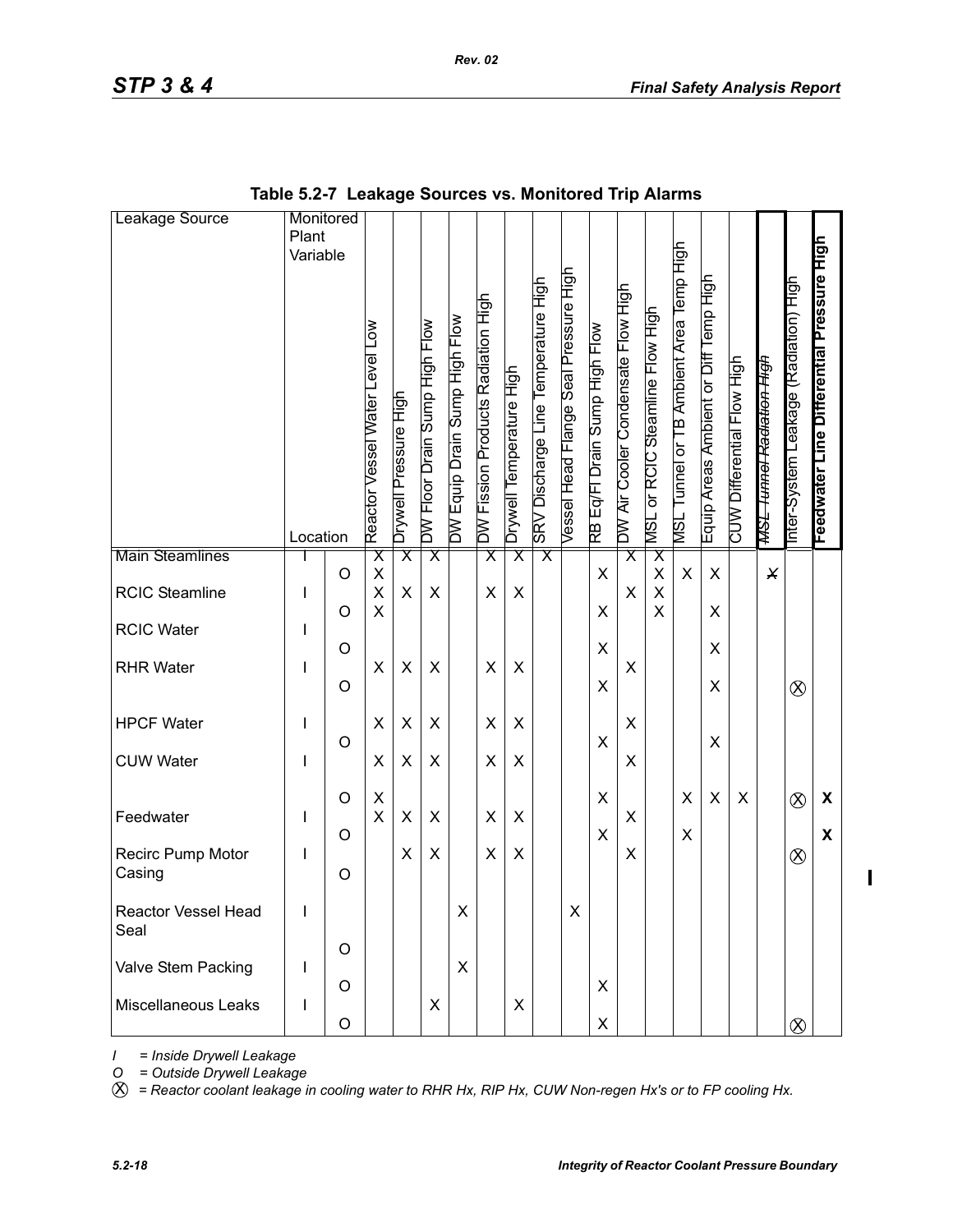**Table 5.2-7 Leakage Sources vs. Monitored Trip Alarms**

| Leakage Source | Monitored Plant Variable / Location | | Reactor Vessel Water Level Low | Drywell Pressure High | DW Floor Drain Sump High Flow | DW Equip Drain Sump High Flow | DW Fission Products Radiation High | Drywell Temperature High | SRV Discharge Line Temperature High | Vessel Head Flange Seal Pressure High | RB Eq/Fl Drain Sump High Flow | DW Air Cooler Condensate Flow High | MSL or RCIC Steamline Flow High | MSL Tunnel or TB Ambient Area Temp High | Equip Areas Ambient or Diff Temp High | CUW Differential Flow High | ~~MSL Tunnel Radiation High~~ | Inter-System Leakage (Radiation) High | **Feedwater Line Differential Pressure High** |
|---|---|---|---|---|---|---|---|---|---|---|---|---|---|---|---|---|---|---|---|
| Main Steamlines | I | | X | X | X | | X | X | X | | | X | X | | | | | | |
| | | O | X | | | | | | | | X | | X | X | X | | ~~X~~ | | |
| RCIC Steamline | I | | X | X | X | | X | X | | | | X | X | | | | | | |
| | | O | X | | | | | | | | X | | X | | X | | | | |
| RCIC Water | I | | | | | | | | | | | | | | | | | | |
| | | O | | | | | | | | | X | | | | X | | | | |
| RHR Water | I | | X | X | X | | X | X | | | | X | | | | | | | |
| | | O | | | | | | | | | X | | | | X | | | ⊗ | |
| HPCF Water | I | | X | X | X | | X | X | | | | X | | | | | | | |
| | | O | | | | | | | | | X | | | | X | | | | |
| CUW Water | I | | X | X | X | | X | X | | | | X | | | | | | | |
| | | O | X | | | | | | | | X | | | X | X | X | | ⊗ | **X** |
| Feedwater | I | | X | X | X | | X | X | | | | X | | | | | | | |
| | | O | | | | | | | | | X | | | X | | | | | **X** |
| Recirc Pump Motor Casing | I | | | X | X | | X | X | | | | X | | | | | | ⊗ | |
| | | O | | | | | | | | | | | | | | | | | |
| Reactor Vessel Head Seal | I | | | | | X | | | | X | | | | | | | | | |
| | | O | | | | | | | | | | | | | | | | | |
| Valve Stem Packing | I | | | | | X | | | | | | | | | | | | | |
| | | O | | | | | | | | | X | | | | | | | | |
| Miscellaneous Leaks | I | | | | X | | | X | | | | | | | | | | | |
| | | O | | | | | | | | | X | | | | | | | ⊗ | |

*I = Inside Drywell Leakage*

*O = Outside Drywell Leakage*

*⊗ = Reactor coolant leakage in cooling water to RHR Hx, RIP Hx, CUW Non-regen Hx's or to FP cooling Hx.*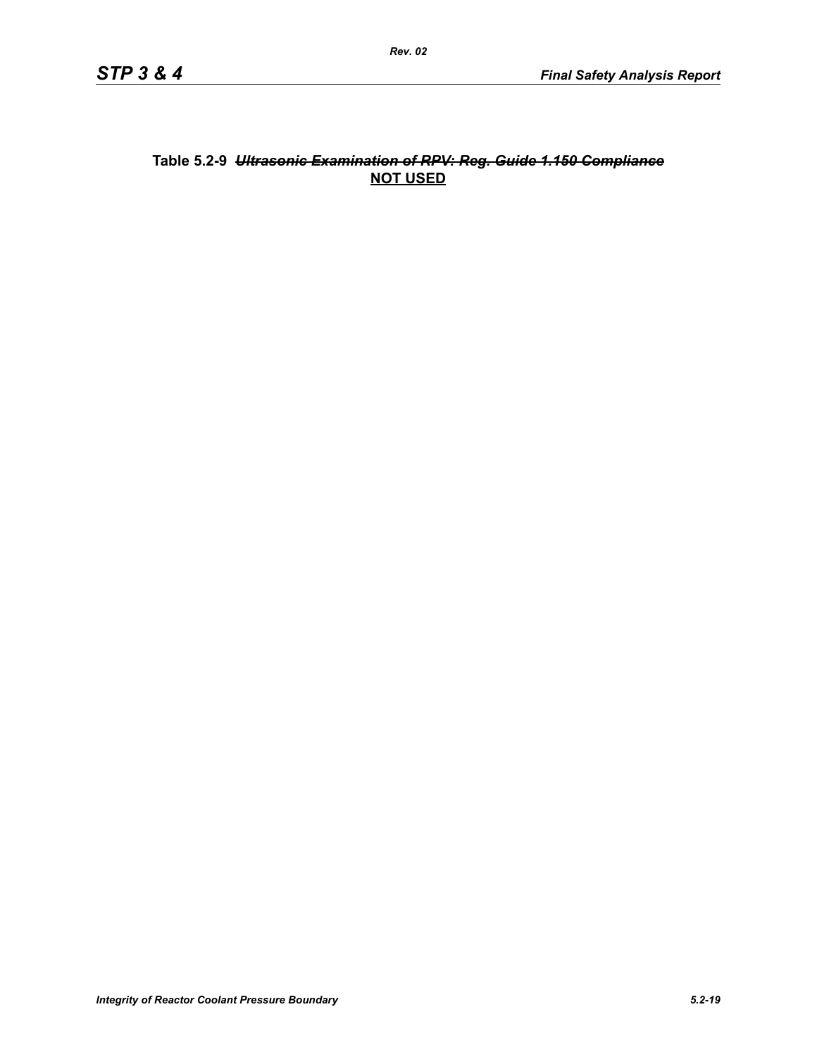**Table 5.2-9 ~~*Ultrasonic Examination of RPV: Reg. Guide 1.150 Compliance*~~**
**<u>NOT USED</u>**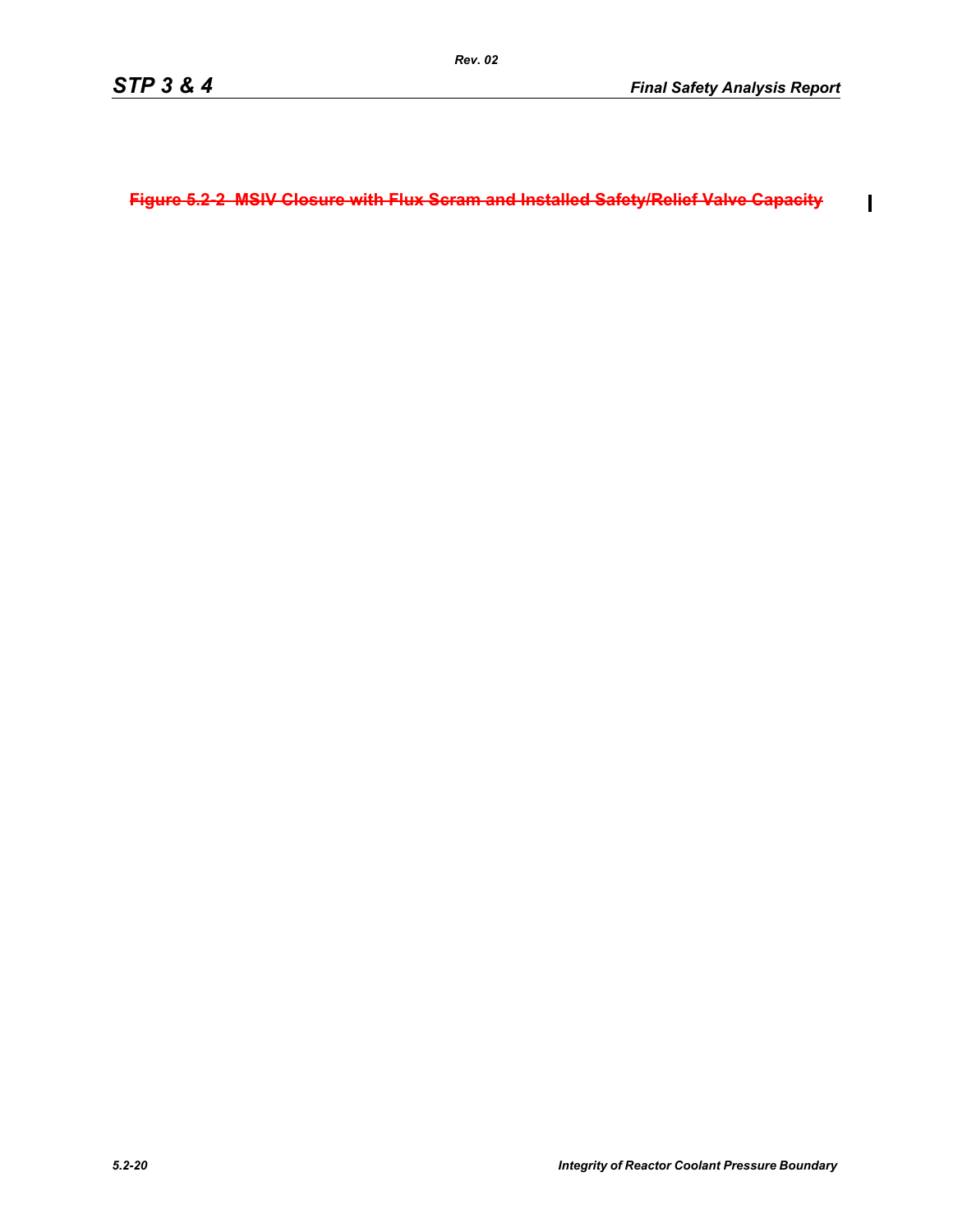~~Figure 5.2-2 MSIV Closure with Flux Scram and Installed Safety/Relief Valve Capacity~~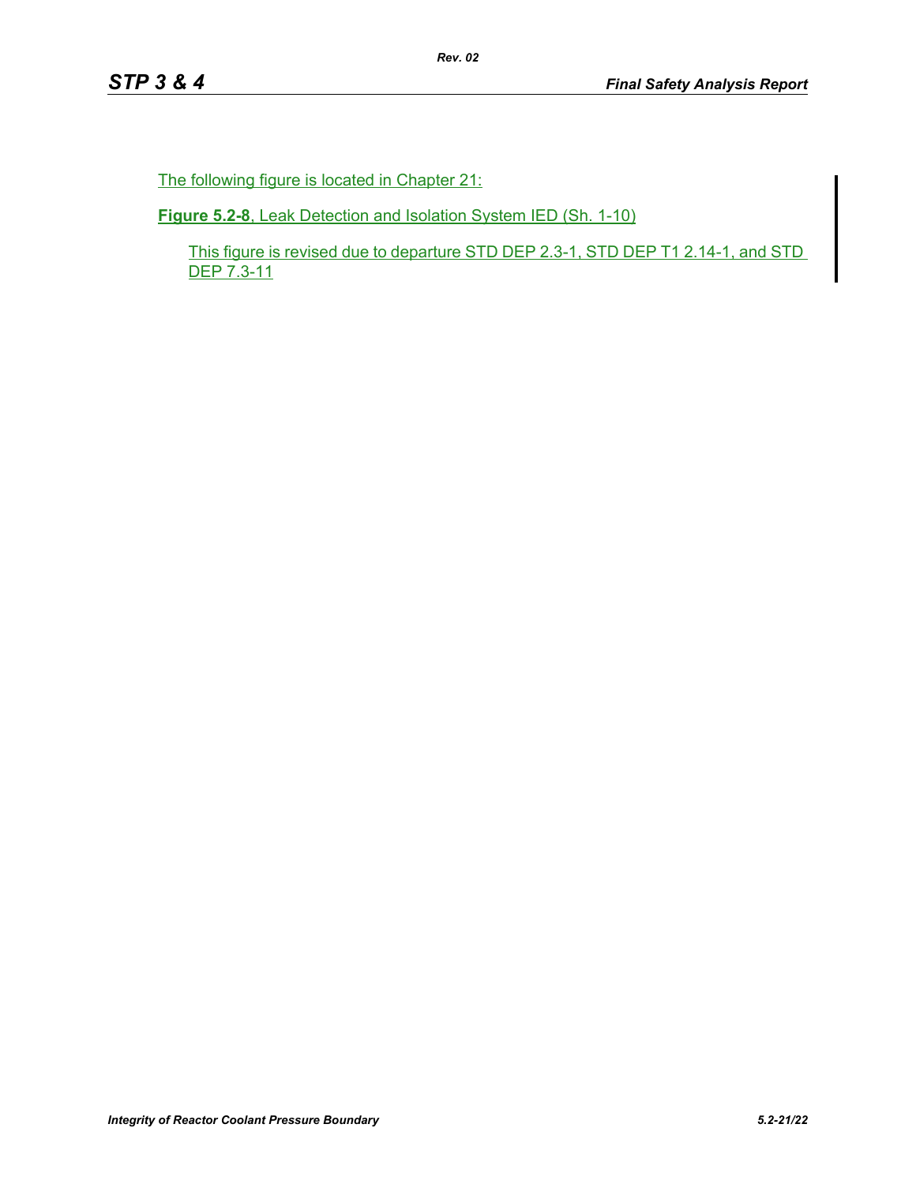The following figure is located in Chapter 21:

**Figure 5.2-8**, Leak Detection and Isolation System IED (Sh. 1-10)

This figure is revised due to departure STD DEP 2.3-1, STD DEP T1 2.14-1, and STD DEP 7.3-11